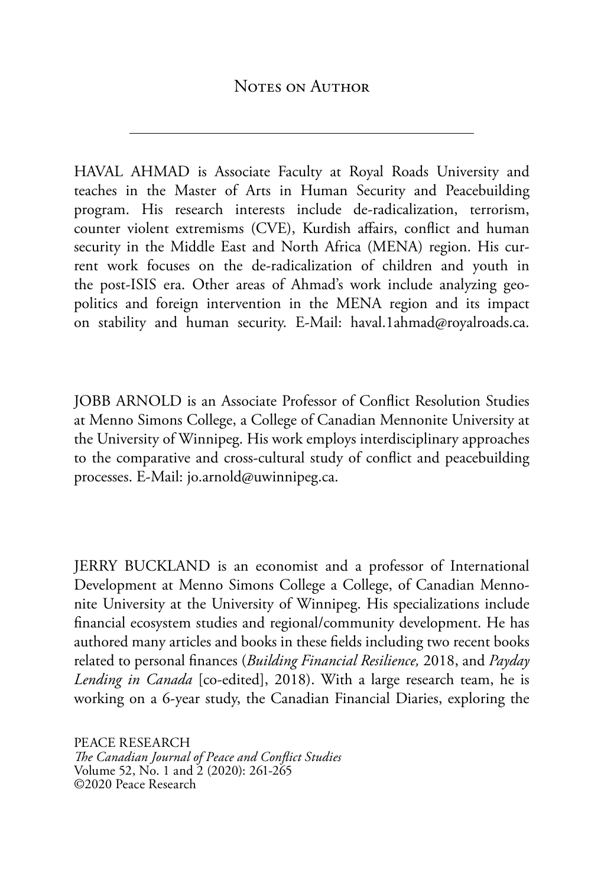# Notes on Author

HAVAL AHMAD is Associate Faculty at Royal Roads University and teaches in the Master of Arts in Human Security and Peacebuilding program. His research interests include de-radicalization, terrorism, counter violent extremisms (CVE), Kurdish affairs, conflict and human security in the Middle East and North Africa (MENA) region. His current work focuses on the de-radicalization of children and youth in the post-ISIS era. Other areas of Ahmad's work include analyzing geo-politics and foreign intervention in the MENA region and its impact on stability and human security. E-Mail: haval.1ahmad@royalroads.ca.

JOBB ARNOLD is an Associate Professor of Conflict Resolution Studies at Menno Simons College, a College of Canadian Mennonite University at the University of Winnipeg. His work employs interdisciplinary approaches to the comparative and cross-cultural study of conflict and peacebuilding processes. E-Mail: jo.arnold@uwinnipeg.ca.

JERRY BUCKLAND is an economist and a professor of International Development at Menno Simons College a College, of Canadian Mennonite University at the University of Winnipeg. His specializations include financial ecosystem studies and regional/community development. He has authored many articles and books in these fields including two recent books related to personal finances (*Building Financial Resilience,* 2018, and *Payday Lending in Canada* [co-edited], 2018). With a large research team, he is working on a 6-year study, the Canadian Financial Diaries, exploring the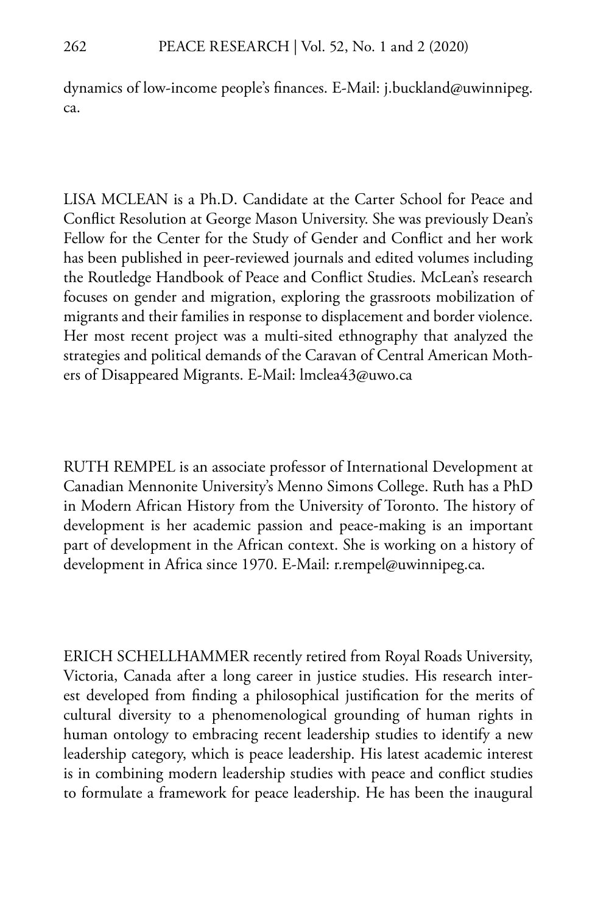dynamics of low-income people's finances. E-Mail: j.buckland@uwinnipeg.ca.

LISA MCLEAN is a Ph.D. Candidate at the Carter School for Peace and Conflict Resolution at George Mason University. She was previously Dean's Fellow for the Center for the Study of Gender and Conflict and her work has been published in peer-reviewed journals and edited volumes including the Routledge Handbook of Peace and Conflict Studies. McLean's research focuses on gender and migration, exploring the grassroots mobilization of migrants and their families in response to displacement and border violence. Her most recent project was a multi-sited ethnography that analyzed the strategies and political demands of the Caravan of Central American Mothers of Disappeared Migrants. E-Mail: lmclea43@uwo.ca

RUTH REMPEL is an associate professor of International Development at Canadian Mennonite University's Menno Simons College. Ruth has a PhD in Modern African History from the University of Toronto. The history of development is her academic passion and peace-making is an important part of development in the African context. She is working on a history of development in Africa since 1970. E-Mail: r.rempel@uwinnipeg.ca.

ERICH SCHELLHAMMER recently retired from Royal Roads University, Victoria, Canada after a long career in justice studies. His research interest developed from finding a philosophical justification for the merits of cultural diversity to a phenomenological grounding of human rights in human ontology to embracing recent leadership studies to identify a new leadership category, which is peace leadership. His latest academic interest is in combining modern leadership studies with peace and conflict studies to formulate a framework for peace leadership. He has been the inaugural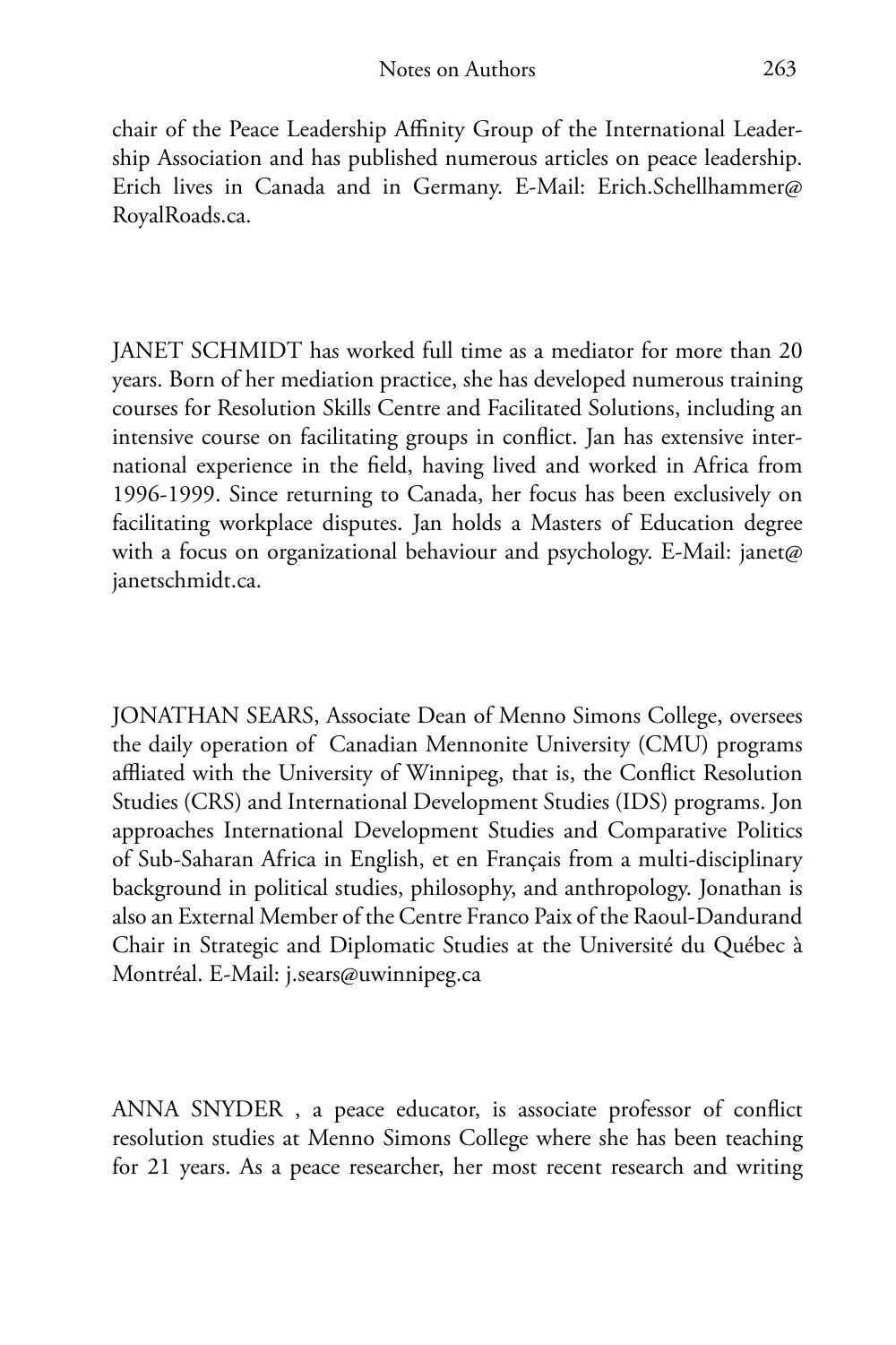chair of the Peace Leadership Affinity Group of the International Leadership Association and has published numerous articles on peace leadership. Erich lives in Canada and in Germany. E-Mail: Erich.Schellhammer@RoyalRoads.ca.

JANET SCHMIDT has worked full time as a mediator for more than 20 years. Born of her mediation practice, she has developed numerous training courses for Resolution Skills Centre and Facilitated Solutions, including an intensive course on facilitating groups in conflict. Jan has extensive international experience in the field, having lived and worked in Africa from 1996-1999. Since returning to Canada, her focus has been exclusively on facilitating workplace disputes. Jan holds a Masters of Education degree with a focus on organizational behaviour and psychology. E-Mail: janet@janetschmidt.ca.

JONATHAN SEARS, Associate Dean of Menno Simons College, oversees the daily operation of Canadian Mennonite University (CMU) programs affliated with the University of Winnipeg, that is, the Conflict Resolution Studies (CRS) and International Development Studies (IDS) programs. Jon approaches International Development Studies and Comparative Politics of Sub-Saharan Africa in English, et en Français from a multi-disciplinary background in political studies, philosophy, and anthropology. Jonathan is also an External Member of the Centre Franco Paix of the Raoul-Dandurand Chair in Strategic and Diplomatic Studies at the Université du Québec à Montréal. E-Mail: j.sears@uwinnipeg.ca

ANNA SNYDER , a peace educator, is associate professor of conflict resolution studies at Menno Simons College where she has been teaching for 21 years. As a peace researcher, her most recent research and writing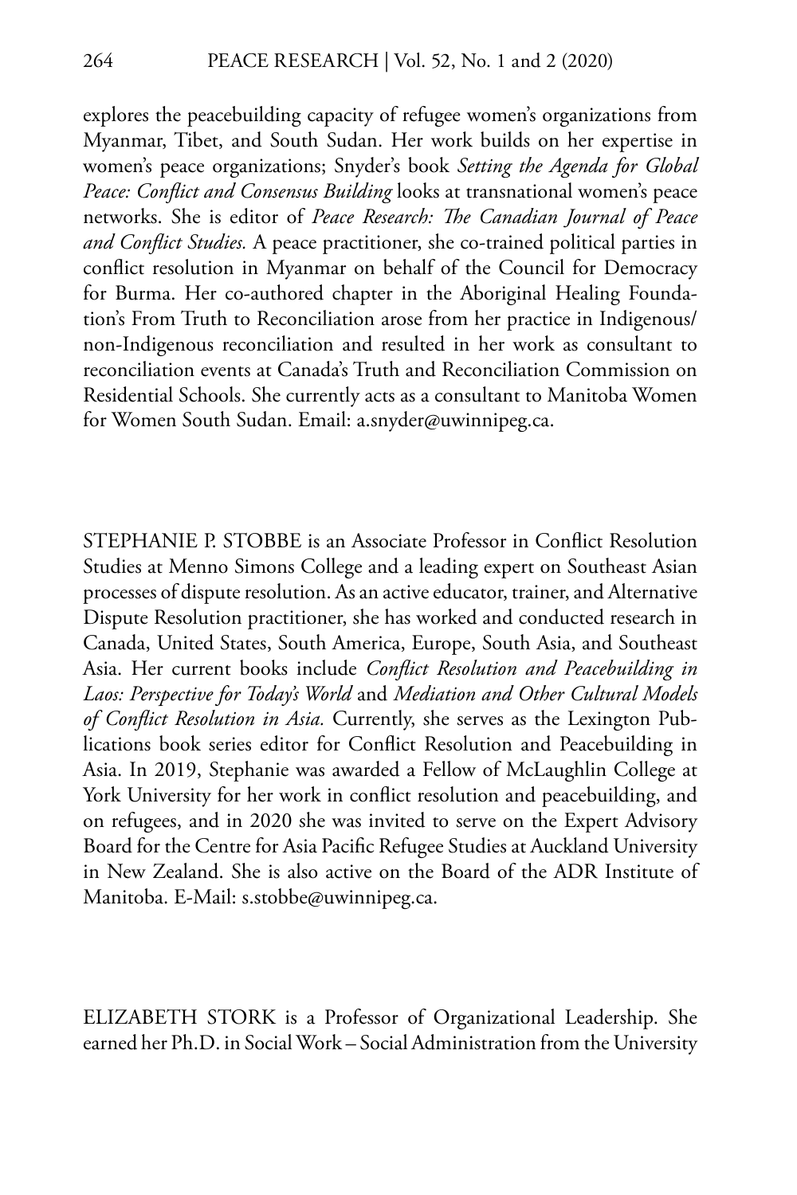explores the peacebuilding capacity of refugee women's organizations from Myanmar, Tibet, and South Sudan. Her work builds on her expertise in women's peace organizations; Snyder's book *Setting the Agenda for Global Peace: Conflict and Consensus Building* looks at transnational women's peace networks. She is editor of *Peace Research: The Canadian Journal of Peace and Conflict Studies.* A peace practitioner, she co-trained political parties in conflict resolution in Myanmar on behalf of the Council for Democracy for Burma. Her co-authored chapter in the Aboriginal Healing Foundation's From Truth to Reconciliation arose from her practice in Indigenous/ non-Indigenous reconciliation and resulted in her work as consultant to reconciliation events at Canada's Truth and Reconciliation Commission on Residential Schools. She currently acts as a consultant to Manitoba Women for Women South Sudan. Email: a.snyder@uwinnipeg.ca.

STEPHANIE P. STOBBE is an Associate Professor in Conflict Resolution Studies at Menno Simons College and a leading expert on Southeast Asian processes of dispute resolution. As an active educator, trainer, and Alternative Dispute Resolution practitioner, she has worked and conducted research in Canada, United States, South America, Europe, South Asia, and Southeast Asia. Her current books include *Conflict Resolution and Peacebuilding in Laos: Perspective for Today's World* and *Mediation and Other Cultural Models of Conflict Resolution in Asia.* Currently, she serves as the Lexington Publications book series editor for Conflict Resolution and Peacebuilding in Asia. In 2019, Stephanie was awarded a Fellow of McLaughlin College at York University for her work in conflict resolution and peacebuilding, and on refugees, and in 2020 she was invited to serve on the Expert Advisory Board for the Centre for Asia Pacific Refugee Studies at Auckland University in New Zealand. She is also active on the Board of the ADR Institute of Manitoba. E-Mail: s.stobbe@uwinnipeg.ca.

ELIZABETH STORK is a Professor of Organizational Leadership. She earned her Ph.D. in Social Work – Social Administration from the University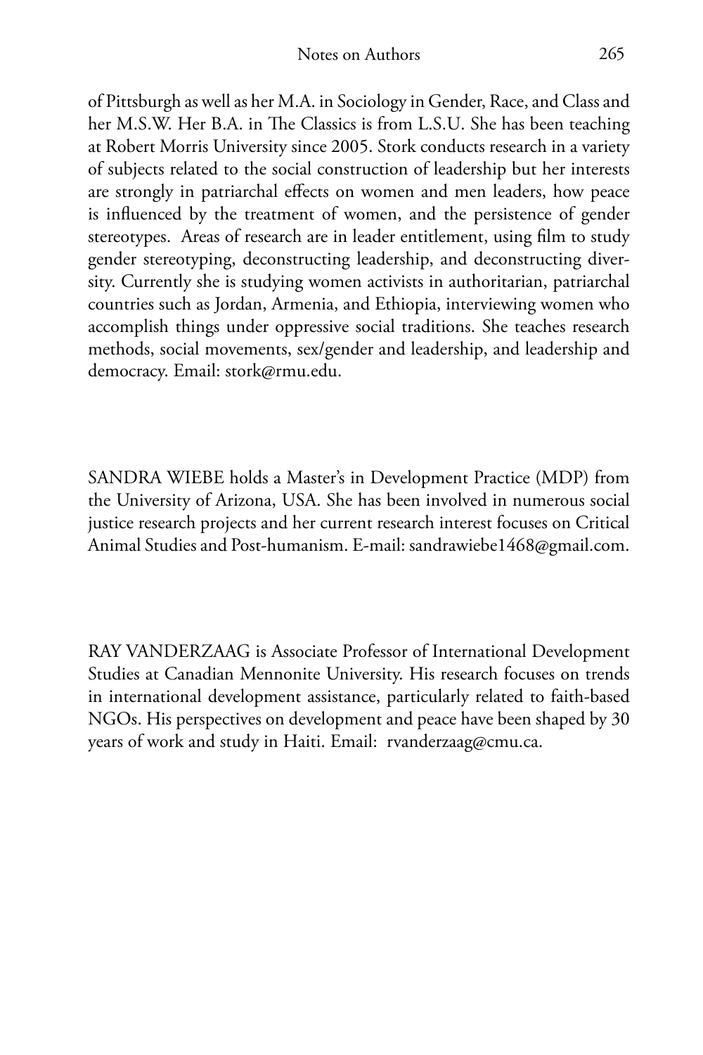of Pittsburgh as well as her M.A. in Sociology in Gender, Race, and Class and her M.S.W. Her B.A. in The Classics is from L.S.U. She has been teaching at Robert Morris University since 2005. Stork conducts research in a variety of subjects related to the social construction of leadership but her interests are strongly in patriarchal effects on women and men leaders, how peace is influenced by the treatment of women, and the persistence of gender stereotypes. Areas of research are in leader entitlement, using film to study gender stereotyping, deconstructing leadership, and deconstructing diversity. Currently she is studying women activists in authoritarian, patriarchal countries such as Jordan, Armenia, and Ethiopia, interviewing women who accomplish things under oppressive social traditions. She teaches research methods, social movements, sex/gender and leadership, and leadership and democracy. Email: stork@rmu.edu.

SANDRA WIEBE holds a Master's in Development Practice (MDP) from the University of Arizona, USA. She has been involved in numerous social justice research projects and her current research interest focuses on Critical Animal Studies and Post-humanism. E-mail: sandrawiebe1468@gmail.com.

RAY VANDERZAAG is Associate Professor of International Development Studies at Canadian Mennonite University. His research focuses on trends in international development assistance, particularly related to faith-based NGOs. His perspectives on development and peace have been shaped by 30 years of work and study in Haiti. Email: rvanderzaag@cmu.ca.